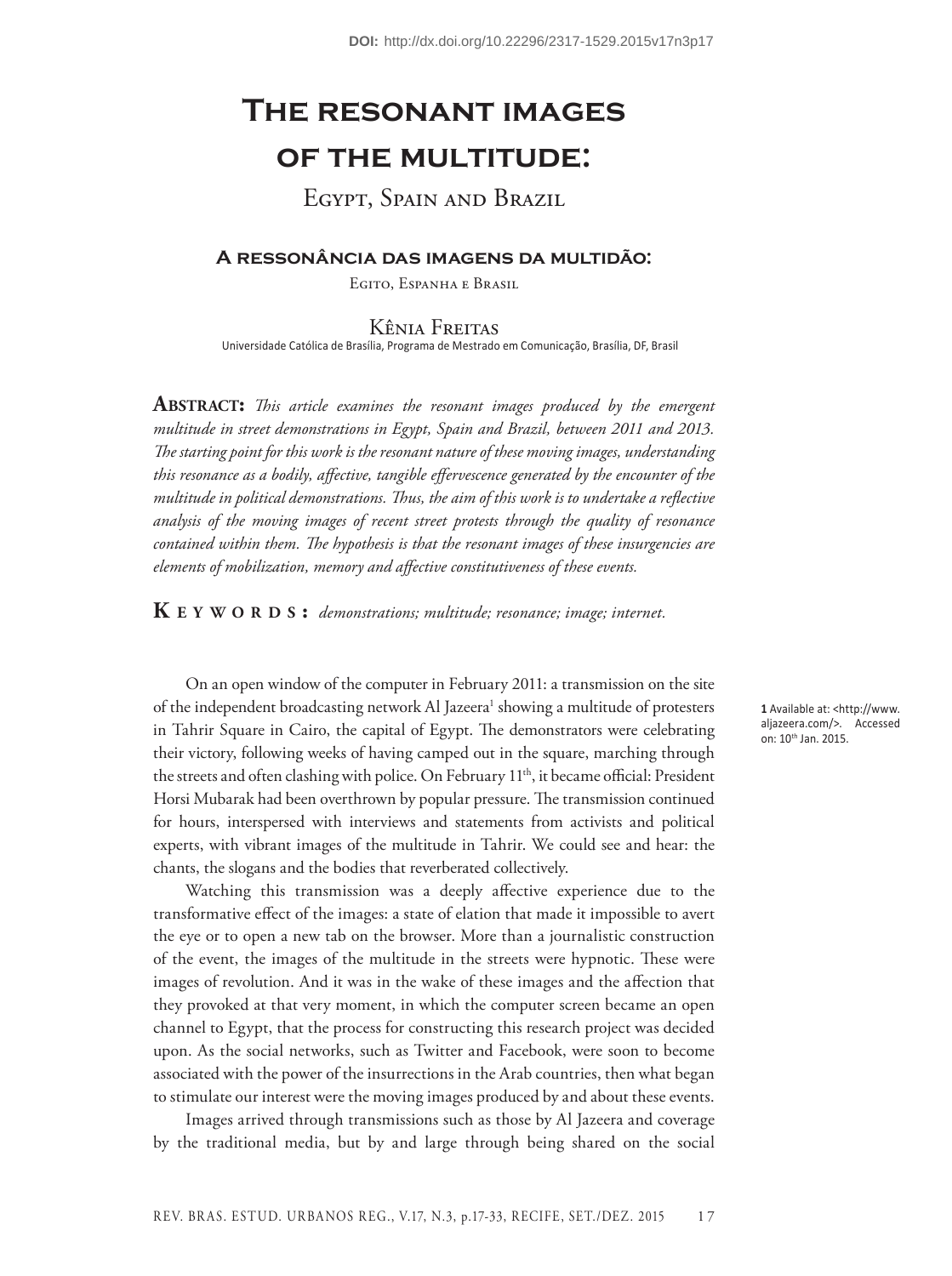DOI: http://dx.doi.org/10.22296/2317-1529.2015v17n3p17

# The resonant images of the multitude:

## Egypt, Spain and Brazil

### A ressonância das imagens da multidão:

Egito, Espanha e Brasil

Kênia Freitas

Universidade Católica de Brasília, Programa de Mestrado em Comunicação, Brasília, DF, Brasil

**Abstract:** *This article examines the resonant images produced by the emergent multitude in street demonstrations in Egypt, Spain and Brazil, between 2011 and 2013. The starting point for this work is the resonant nature of these moving images, understanding this resonance as a bodily, affective, tangible effervescence generated by the encounter of the multitude in political demonstrations. Thus, the aim of this work is to undertake a reflective analysis of the moving images of recent street protests through the quality of resonance contained within them. The hypothesis is that the resonant images of these insurgencies are elements of mobilization, memory and affective constitutiveness of these events.*

**Keywords:** *demonstrations; multitude; resonance; image; internet.*

On an open window of the computer in February 2011: a transmission on the site of the independent broadcasting network Al Jazeera[1] showing a multitude of protesters in Tahrir Square in Cairo, the capital of Egypt. The demonstrators were celebrating their victory, following weeks of having camped out in the square, marching through the streets and often clashing with police. On February 11th, it became official: President Horsi Mubarak had been overthrown by popular pressure. The transmission continued for hours, interspersed with interviews and statements from activists and political experts, with vibrant images of the multitude in Tahrir. We could see and hear: the chants, the slogans and the bodies that reverberated collectively.

Watching this transmission was a deeply affective experience due to the transformative effect of the images: a state of elation that made it impossible to avert the eye or to open a new tab on the browser. More than a journalistic construction of the event, the images of the multitude in the streets were hypnotic. These were images of revolution. And it was in the wake of these images and the affection that they provoked at that very moment, in which the computer screen became an open channel to Egypt, that the process for constructing this research project was decided upon. As the social networks, such as Twitter and Facebook, were soon to become associated with the power of the insurrections in the Arab countries, then what began to stimulate our interest were the moving images produced by and about these events.

Images arrived through transmissions such as those by Al Jazeera and coverage by the traditional media, but by and large through being shared on the social

[1] Available at: <http://www.aljazeera.com/>. Accessed on: 10th Jan. 2015.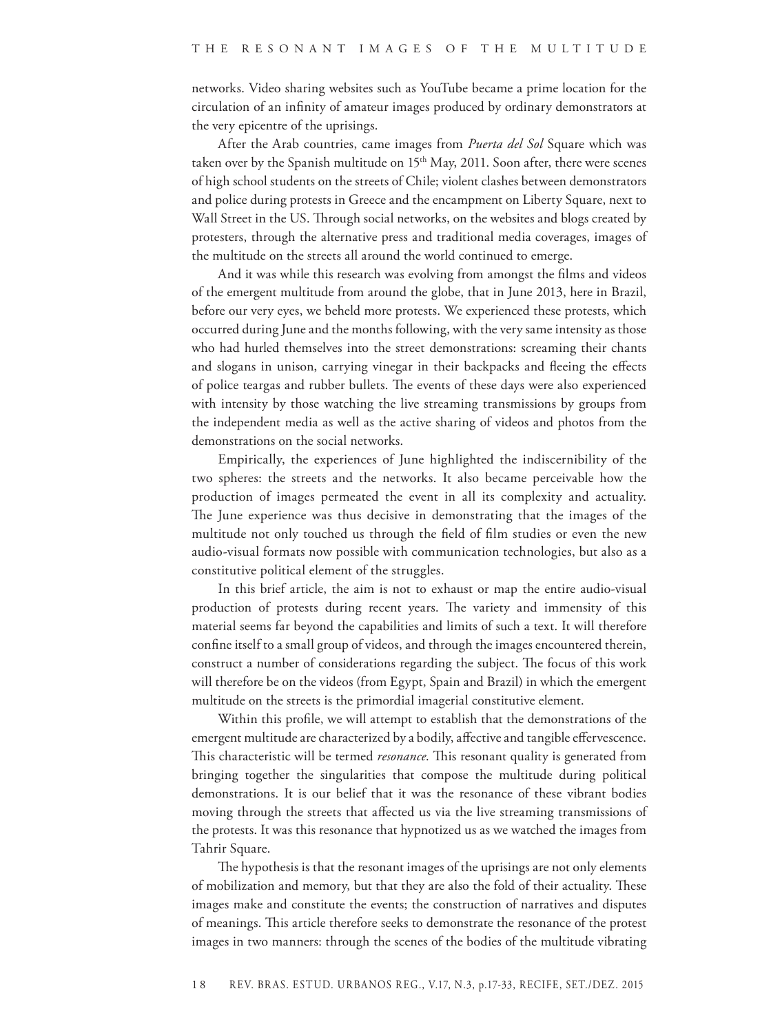networks. Video sharing websites such as YouTube became a prime location for the circulation of an infinity of amateur images produced by ordinary demonstrators at the very epicentre of the uprisings.

After the Arab countries, came images from *Puerta del Sol* Square which was taken over by the Spanish multitude on 15th May, 2011. Soon after, there were scenes of high school students on the streets of Chile; violent clashes between demonstrators and police during protests in Greece and the encampment on Liberty Square, next to Wall Street in the US. Through social networks, on the websites and blogs created by protesters, through the alternative press and traditional media coverages, images of the multitude on the streets all around the world continued to emerge.

And it was while this research was evolving from amongst the films and videos of the emergent multitude from around the globe, that in June 2013, here in Brazil, before our very eyes, we beheld more protests. We experienced these protests, which occurred during June and the months following, with the very same intensity as those who had hurled themselves into the street demonstrations: screaming their chants and slogans in unison, carrying vinegar in their backpacks and fleeing the effects of police teargas and rubber bullets. The events of these days were also experienced with intensity by those watching the live streaming transmissions by groups from the independent media as well as the active sharing of videos and photos from the demonstrations on the social networks.

Empirically, the experiences of June highlighted the indiscernibility of the two spheres: the streets and the networks. It also became perceivable how the production of images permeated the event in all its complexity and actuality. The June experience was thus decisive in demonstrating that the images of the multitude not only touched us through the field of film studies or even the new audio-visual formats now possible with communication technologies, but also as a constitutive political element of the struggles.

In this brief article, the aim is not to exhaust or map the entire audio-visual production of protests during recent years. The variety and immensity of this material seems far beyond the capabilities and limits of such a text. It will therefore confine itself to a small group of videos, and through the images encountered therein, construct a number of considerations regarding the subject. The focus of this work will therefore be on the videos (from Egypt, Spain and Brazil) in which the emergent multitude on the streets is the primordial imagerial constitutive element.

Within this profile, we will attempt to establish that the demonstrations of the emergent multitude are characterized by a bodily, affective and tangible effervescence. This characteristic will be termed *resonance*. This resonant quality is generated from bringing together the singularities that compose the multitude during political demonstrations. It is our belief that it was the resonance of these vibrant bodies moving through the streets that affected us via the live streaming transmissions of the protests. It was this resonance that hypnotized us as we watched the images from Tahrir Square.

The hypothesis is that the resonant images of the uprisings are not only elements of mobilization and memory, but that they are also the fold of their actuality. These images make and constitute the events; the construction of narratives and disputes of meanings. This article therefore seeks to demonstrate the resonance of the protest images in two manners: through the scenes of the bodies of the multitude vibrating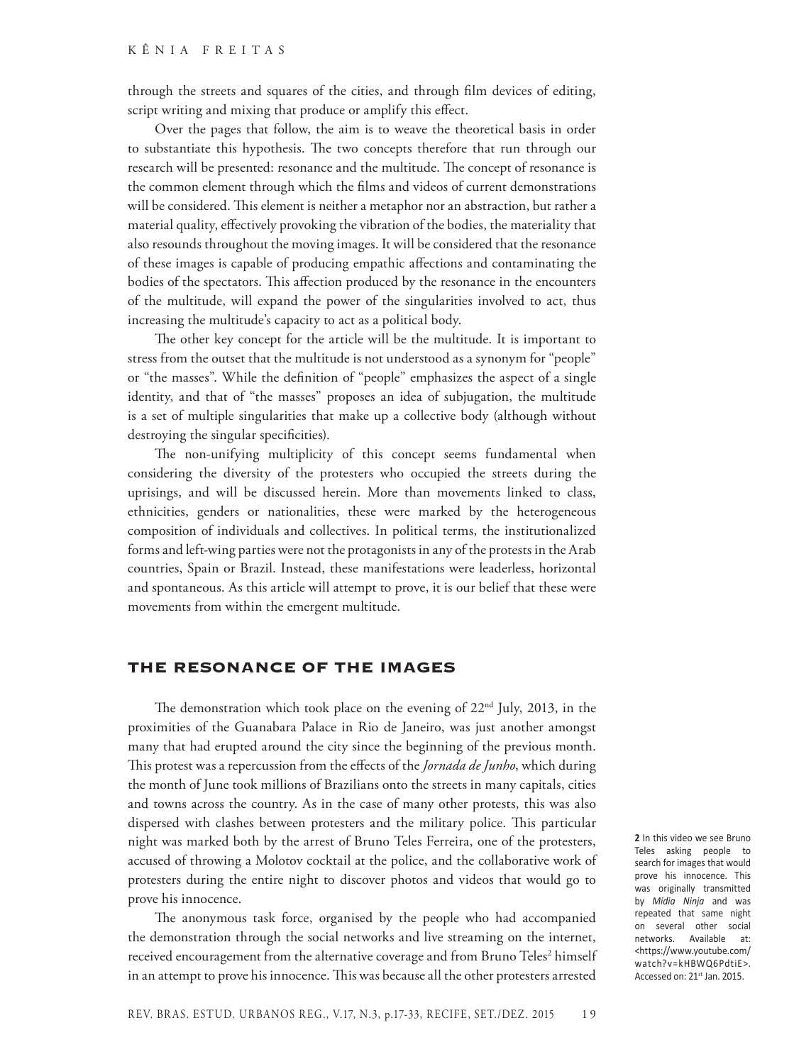through the streets and squares of the cities, and through film devices of editing, script writing and mixing that produce or amplify this effect.

Over the pages that follow, the aim is to weave the theoretical basis in order to substantiate this hypothesis. The two concepts therefore that run through our research will be presented: resonance and the multitude. The concept of resonance is the common element through which the films and videos of current demonstrations will be considered. This element is neither a metaphor nor an abstraction, but rather a material quality, effectively provoking the vibration of the bodies, the materiality that also resounds throughout the moving images. It will be considered that the resonance of these images is capable of producing empathic affections and contaminating the bodies of the spectators. This affection produced by the resonance in the encounters of the multitude, will expand the power of the singularities involved to act, thus increasing the multitude's capacity to act as a political body.

The other key concept for the article will be the multitude. It is important to stress from the outset that the multitude is not understood as a synonym for "people" or "the masses". While the definition of "people" emphasizes the aspect of a single identity, and that of "the masses" proposes an idea of subjugation, the multitude is a set of multiple singularities that make up a collective body (although without destroying the singular specificities).

The non-unifying multiplicity of this concept seems fundamental when considering the diversity of the protesters who occupied the streets during the uprisings, and will be discussed herein. More than movements linked to class, ethnicities, genders or nationalities, these were marked by the heterogeneous composition of individuals and collectives. In political terms, the institutionalized forms and left-wing parties were not the protagonists in any of the protests in the Arab countries, Spain or Brazil. Instead, these manifestations were leaderless, horizontal and spontaneous. As this article will attempt to prove, it is our belief that these were movements from within the emergent multitude.

## THE RESONANCE OF THE IMAGES

The demonstration which took place on the evening of 22nd July, 2013, in the proximities of the Guanabara Palace in Rio de Janeiro, was just another amongst many that had erupted around the city since the beginning of the previous month. This protest was a repercussion from the effects of the *Jornada de Junho*, which during the month of June took millions of Brazilians onto the streets in many capitals, cities and towns across the country. As in the case of many other protests, this was also dispersed with clashes between protesters and the military police. This particular night was marked both by the arrest of Bruno Teles Ferreira, one of the protesters, accused of throwing a Molotov cocktail at the police, and the collaborative work of protesters during the entire night to discover photos and videos that would go to prove his innocence.

The anonymous task force, organised by the people who had accompanied the demonstration through the social networks and live streaming on the internet, received encouragement from the alternative coverage and from Bruno Teles[2] himself in an attempt to prove his innocence. This was because all the other protesters arrested

**2** In this video we see Bruno Teles asking people to search for images that would prove his innocence. This was originally transmitted by *Mídia Ninja* and was repeated that same night on several other social networks. Available at: <https://www.youtube.com/watch?v=kHBWQ6PdtiE>. Accessed on: 21st Jan. 2015.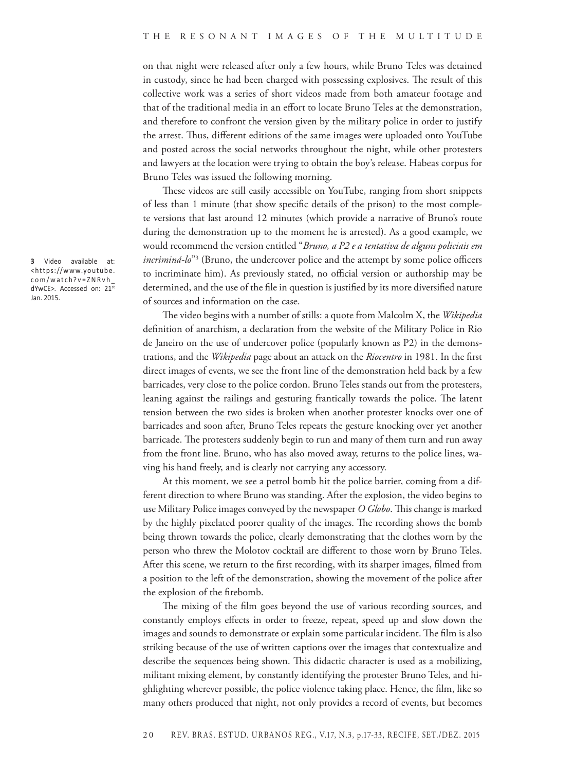on that night were released after only a few hours, while Bruno Teles was detained in custody, since he had been charged with possessing explosives. The result of this collective work was a series of short videos made from both amateur footage and that of the traditional media in an effort to locate Bruno Teles at the demonstration, and therefore to confront the version given by the military police in order to justify the arrest. Thus, different editions of the same images were uploaded onto YouTube and posted across the social networks throughout the night, while other protesters and lawyers at the location were trying to obtain the boy's release. Habeas corpus for Bruno Teles was issued the following morning.

These videos are still easily accessible on YouTube, ranging from short snippets of less than 1 minute (that show specific details of the prison) to the most complete versions that last around 12 minutes (which provide a narrative of Bruno's route during the demonstration up to the moment he is arrested). As a good example, we would recommend the version entitled "*Bruno, a P2 e a tentativa de alguns policiais em incriminá-lo*"[3] (Bruno, the undercover police and the attempt by some police officers to incriminate him). As previously stated, no official version or authorship may be determined, and the use of the file in question is justified by its more diversified nature of sources and information on the case.

The video begins with a number of stills: a quote from Malcolm X, the *Wikipedia* definition of anarchism, a declaration from the website of the Military Police in Rio de Janeiro on the use of undercover police (popularly known as P2) in the demonstrations, and the *Wikipedia* page about an attack on the *Riocentro* in 1981. In the first direct images of events, we see the front line of the demonstration held back by a few barricades, very close to the police cordon. Bruno Teles stands out from the protesters, leaning against the railings and gesturing frantically towards the police. The latent tension between the two sides is broken when another protester knocks over one of barricades and soon after, Bruno Teles repeats the gesture knocking over yet another barricade. The protesters suddenly begin to run and many of them turn and run away from the front line. Bruno, who has also moved away, returns to the police lines, waving his hand freely, and is clearly not carrying any accessory.

At this moment, we see a petrol bomb hit the police barrier, coming from a different direction to where Bruno was standing. After the explosion, the video begins to use Military Police images conveyed by the newspaper *O Globo*. This change is marked by the highly pixelated poorer quality of the images. The recording shows the bomb being thrown towards the police, clearly demonstrating that the clothes worn by the person who threw the Molotov cocktail are different to those worn by Bruno Teles. After this scene, we return to the first recording, with its sharper images, filmed from a position to the left of the demonstration, showing the movement of the police after the explosion of the firebomb.

The mixing of the film goes beyond the use of various recording sources, and constantly employs effects in order to freeze, repeat, speed up and slow down the images and sounds to demonstrate or explain some particular incident. The film is also striking because of the use of written captions over the images that contextualize and describe the sequences being shown. This didactic character is used as a mobilizing, militant mixing element, by constantly identifying the protester Bruno Teles, and highlighting wherever possible, the police violence taking place. Hence, the film, like so many others produced that night, not only provides a record of events, but becomes

**3** Video available at: <https://www.youtube.com/watch?v=ZNRvh_dYwCE>. Accessed on: 21st Jan. 2015.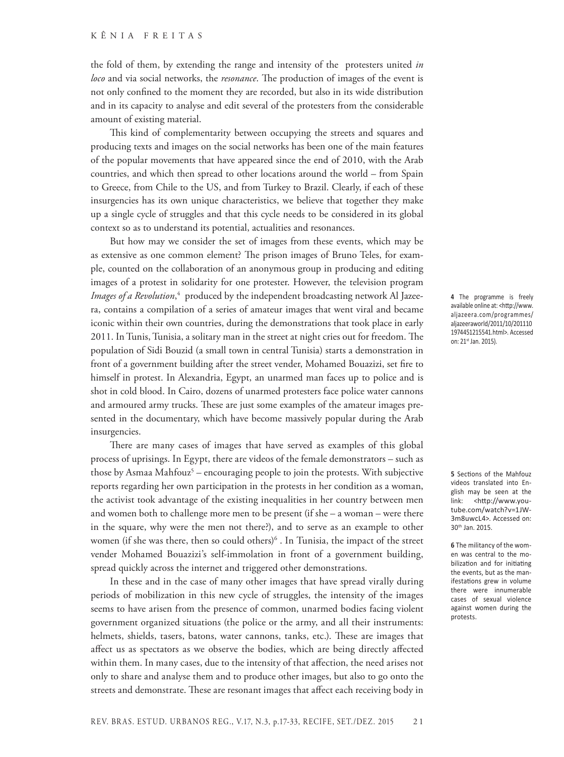the fold of them, by extending the range and intensity of the protesters united *in loco* and via social networks, the *resonance*. The production of images of the event is not only confined to the moment they are recorded, but also in its wide distribution and in its capacity to analyse and edit several of the protesters from the considerable amount of existing material.

This kind of complementarity between occupying the streets and squares and producing texts and images on the social networks has been one of the main features of the popular movements that have appeared since the end of 2010, with the Arab countries, and which then spread to other locations around the world – from Spain to Greece, from Chile to the US, and from Turkey to Brazil. Clearly, if each of these insurgencies has its own unique characteristics, we believe that together they make up a single cycle of struggles and that this cycle needs to be considered in its global context so as to understand its potential, actualities and resonances.

But how may we consider the set of images from these events, which may be as extensive as one common element? The prison images of Bruno Teles, for example, counted on the collaboration of an anonymous group in producing and editing images of a protest in solidarity for one protester. However, the television program *Images of a Revolution*,[4] produced by the independent broadcasting network Al Jazeera, contains a compilation of a series of amateur images that went viral and became iconic within their own countries, during the demonstrations that took place in early 2011. In Tunis, Tunisia, a solitary man in the street at night cries out for freedom. The population of Sidi Bouzid (a small town in central Tunisia) starts a demonstration in front of a government building after the street vender, Mohamed Bouazizi, set fire to himself in protest. In Alexandria, Egypt, an unarmed man faces up to police and is shot in cold blood. In Cairo, dozens of unarmed protesters face police water cannons and armoured army trucks. These are just some examples of the amateur images presented in the documentary, which have become massively popular during the Arab insurgencies.

There are many cases of images that have served as examples of this global process of uprisings. In Egypt, there are videos of the female demonstrators – such as those by Asmaa Mahfouz[5] – encouraging people to join the protests. With subjective reports regarding her own participation in the protests in her condition as a woman, the activist took advantage of the existing inequalities in her country between men and women both to challenge more men to be present (if she – a woman – were there in the square, why were the men not there?), and to serve as an example to other women (if she was there, then so could others)[6] . In Tunisia, the impact of the street vender Mohamed Bouazizi's self-immolation in front of a government building, spread quickly across the internet and triggered other demonstrations.

In these and in the case of many other images that have spread virally during periods of mobilization in this new cycle of struggles, the intensity of the images seems to have arisen from the presence of common, unarmed bodies facing violent government organized situations (the police or the army, and all their instruments: helmets, shields, tasers, batons, water cannons, tanks, etc.). These are images that affect us as spectators as we observe the bodies, which are being directly affected within them. In many cases, due to the intensity of that affection, the need arises not only to share and analyse them and to produce other images, but also to go onto the streets and demonstrate. These are resonant images that affect each receiving body in

**4** The programme is freely available online at: <http://www.aljazeera.com/programmes/aljazeeraworld/2011/10/2011101974451215541.html>. Accessed on: 21st Jan. 2015).

**5** Sections of the Mahfouz videos translated into English may be seen at the link: <http://www.youtube.com/watch?v=1JW-3m8uwcL4>. Accessed on: 30th Jan. 2015.

**6** The militancy of the women was central to the mobilization and for initiating the events, but as the manifestations grew in volume there were innumerable cases of sexual violence against women during the protests.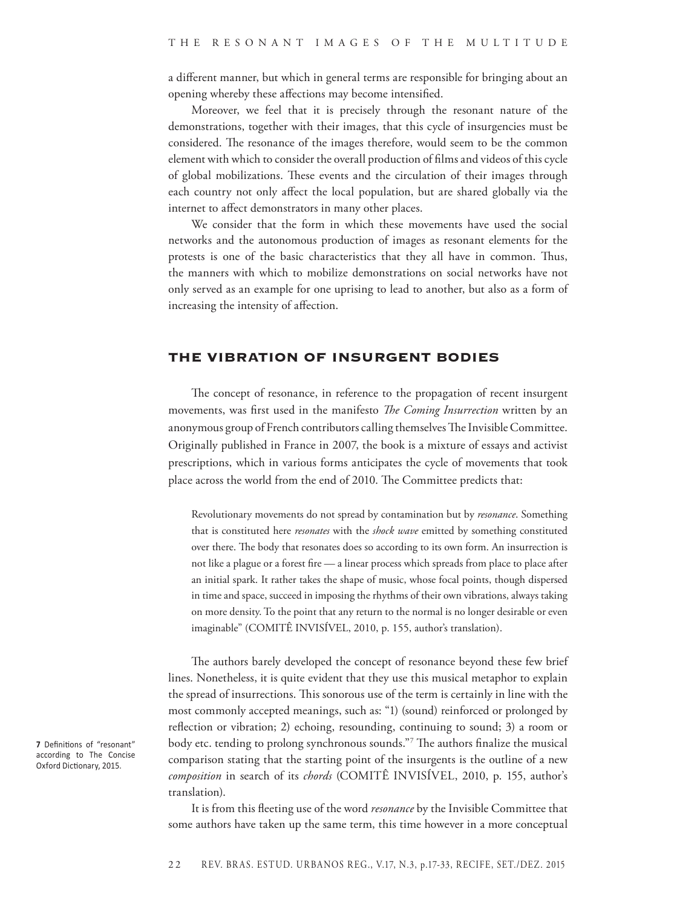a different manner, but which in general terms are responsible for bringing about an opening whereby these affections may become intensified.

Moreover, we feel that it is precisely through the resonant nature of the demonstrations, together with their images, that this cycle of insurgencies must be considered. The resonance of the images therefore, would seem to be the common element with which to consider the overall production of films and videos of this cycle of global mobilizations. These events and the circulation of their images through each country not only affect the local population, but are shared globally via the internet to affect demonstrators in many other places.

We consider that the form in which these movements have used the social networks and the autonomous production of images as resonant elements for the protests is one of the basic characteristics that they all have in common. Thus, the manners with which to mobilize demonstrations on social networks have not only served as an example for one uprising to lead to another, but also as a form of increasing the intensity of affection.

## THE VIBRATION OF INSURGENT BODIES

The concept of resonance, in reference to the propagation of recent insurgent movements, was first used in the manifesto *The Coming Insurrection* written by an anonymous group of French contributors calling themselves The Invisible Committee. Originally published in France in 2007, the book is a mixture of essays and activist prescriptions, which in various forms anticipates the cycle of movements that took place across the world from the end of 2010. The Committee predicts that:

> Revolutionary movements do not spread by contamination but by *resonance*. Something that is constituted here *resonates* with the *shock wave* emitted by something constituted over there. The body that resonates does so according to its own form. An insurrection is not like a plague or a forest fire — a linear process which spreads from place to place after an initial spark. It rather takes the shape of music, whose focal points, though dispersed in time and space, succeed in imposing the rhythms of their own vibrations, always taking on more density. To the point that any return to the normal is no longer desirable or even imaginable" (COMITÊ INVISÍVEL, 2010, p. 155, author's translation).

The authors barely developed the concept of resonance beyond these few brief lines. Nonetheless, it is quite evident that they use this musical metaphor to explain the spread of insurrections. This sonorous use of the term is certainly in line with the most commonly accepted meanings, such as: "1) (sound) reinforced or prolonged by reflection or vibration; 2) echoing, resounding, continuing to sound; 3) a room or body etc. tending to prolong synchronous sounds."[7] The authors finalize the musical comparison stating that the starting point of the insurgents is the outline of a new *composition* in search of its *chords* (COMITÊ INVISÍVEL, 2010, p. 155, author's translation).

It is from this fleeting use of the word *resonance* by the Invisible Committee that some authors have taken up the same term, this time however in a more conceptual

**7** Definitions of "resonant" according to The Concise Oxford Dictionary, 2015.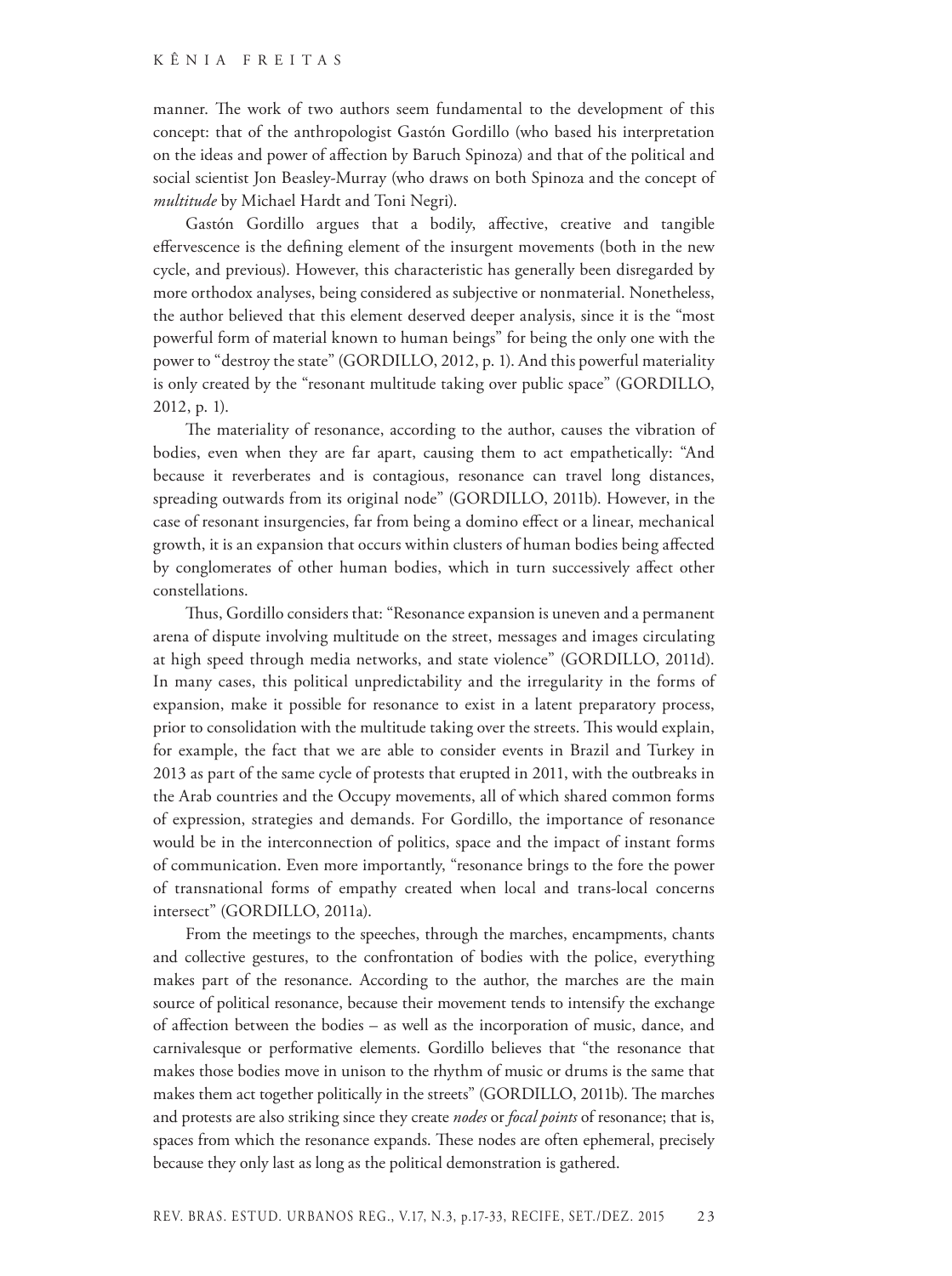manner. The work of two authors seem fundamental to the development of this concept: that of the anthropologist Gastón Gordillo (who based his interpretation on the ideas and power of affection by Baruch Spinoza) and that of the political and social scientist Jon Beasley-Murray (who draws on both Spinoza and the concept of *multitude* by Michael Hardt and Toni Negri).

Gastón Gordillo argues that a bodily, affective, creative and tangible effervescence is the defining element of the insurgent movements (both in the new cycle, and previous). However, this characteristic has generally been disregarded by more orthodox analyses, being considered as subjective or nonmaterial. Nonetheless, the author believed that this element deserved deeper analysis, since it is the "most powerful form of material known to human beings" for being the only one with the power to "destroy the state" (GORDILLO, 2012, p. 1). And this powerful materiality is only created by the "resonant multitude taking over public space" (GORDILLO, 2012, p. 1).

The materiality of resonance, according to the author, causes the vibration of bodies, even when they are far apart, causing them to act empathetically: "And because it reverberates and is contagious, resonance can travel long distances, spreading outwards from its original node" (GORDILLO, 2011b). However, in the case of resonant insurgencies, far from being a domino effect or a linear, mechanical growth, it is an expansion that occurs within clusters of human bodies being affected by conglomerates of other human bodies, which in turn successively affect other constellations.

Thus, Gordillo considers that: "Resonance expansion is uneven and a permanent arena of dispute involving multitude on the street, messages and images circulating at high speed through media networks, and state violence" (GORDILLO, 2011d). In many cases, this political unpredictability and the irregularity in the forms of expansion, make it possible for resonance to exist in a latent preparatory process, prior to consolidation with the multitude taking over the streets. This would explain, for example, the fact that we are able to consider events in Brazil and Turkey in 2013 as part of the same cycle of protests that erupted in 2011, with the outbreaks in the Arab countries and the Occupy movements, all of which shared common forms of expression, strategies and demands. For Gordillo, the importance of resonance would be in the interconnection of politics, space and the impact of instant forms of communication. Even more importantly, "resonance brings to the fore the power of transnational forms of empathy created when local and trans-local concerns intersect" (GORDILLO, 2011a).

From the meetings to the speeches, through the marches, encampments, chants and collective gestures, to the confrontation of bodies with the police, everything makes part of the resonance. According to the author, the marches are the main source of political resonance, because their movement tends to intensify the exchange of affection between the bodies – as well as the incorporation of music, dance, and carnivalesque or performative elements. Gordillo believes that "the resonance that makes those bodies move in unison to the rhythm of music or drums is the same that makes them act together politically in the streets" (GORDILLO, 2011b). The marches and protests are also striking since they create *nodes* or *focal points* of resonance; that is, spaces from which the resonance expands. These nodes are often ephemeral, precisely because they only last as long as the political demonstration is gathered.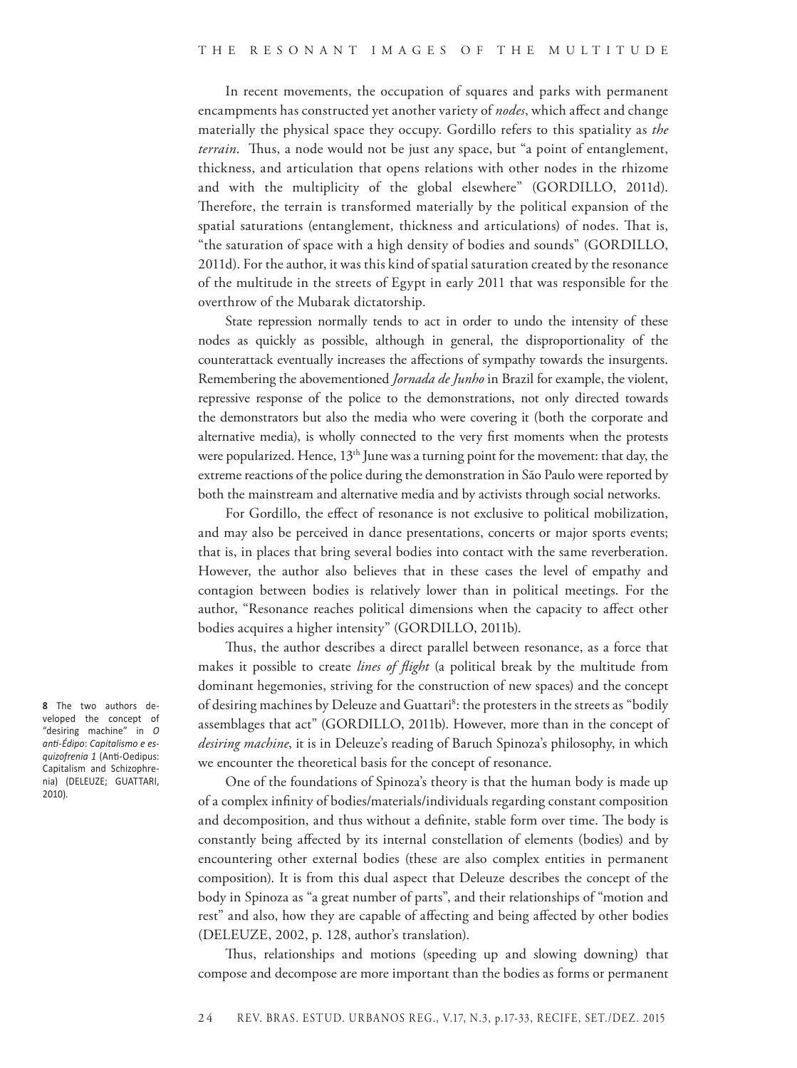In recent movements, the occupation of squares and parks with permanent encampments has constructed yet another variety of *nodes*, which affect and change materially the physical space they occupy. Gordillo refers to this spatiality as *the terrain*. Thus, a node would not be just any space, but "a point of entanglement, thickness, and articulation that opens relations with other nodes in the rhizome and with the multiplicity of the global elsewhere" (GORDILLO, 2011d). Therefore, the terrain is transformed materially by the political expansion of the spatial saturations (entanglement, thickness and articulations) of nodes. That is, "the saturation of space with a high density of bodies and sounds" (GORDILLO, 2011d). For the author, it was this kind of spatial saturation created by the resonance of the multitude in the streets of Egypt in early 2011 that was responsible for the overthrow of the Mubarak dictatorship.

State repression normally tends to act in order to undo the intensity of these nodes as quickly as possible, although in general, the disproportionality of the counterattack eventually increases the affections of sympathy towards the insurgents. Remembering the abovementioned *Jornada de Junho* in Brazil for example, the violent, repressive response of the police to the demonstrations, not only directed towards the demonstrators but also the media who were covering it (both the corporate and alternative media), is wholly connected to the very first moments when the protests were popularized. Hence, 13th June was a turning point for the movement: that day, the extreme reactions of the police during the demonstration in São Paulo were reported by both the mainstream and alternative media and by activists through social networks.

For Gordillo, the effect of resonance is not exclusive to political mobilization, and may also be perceived in dance presentations, concerts or major sports events; that is, in places that bring several bodies into contact with the same reverberation. However, the author also believes that in these cases the level of empathy and contagion between bodies is relatively lower than in political meetings. For the author, "Resonance reaches political dimensions when the capacity to affect other bodies acquires a higher intensity" (GORDILLO, 2011b).

Thus, the author describes a direct parallel between resonance, as a force that makes it possible to create *lines of flight* (a political break by the multitude from dominant hegemonies, striving for the construction of new spaces) and the concept of desiring machines by Deleuze and Guattari[8]: the protesters in the streets as "bodily assemblages that act" (GORDILLO, 2011b). However, more than in the concept of *desiring machine*, it is in Deleuze's reading of Baruch Spinoza's philosophy, in which we encounter the theoretical basis for the concept of resonance.

One of the foundations of Spinoza's theory is that the human body is made up of a complex infinity of bodies/materials/individuals regarding constant composition and decomposition, and thus without a definite, stable form over time. The body is constantly being affected by its internal constellation of elements (bodies) and by encountering other external bodies (these are also complex entities in permanent composition). It is from this dual aspect that Deleuze describes the concept of the body in Spinoza as "a great number of parts", and their relationships of "motion and rest" and also, how they are capable of affecting and being affected by other bodies (DELEUZE, 2002, p. 128, author's translation).

Thus, relationships and motions (speeding up and slowing downing) that compose and decompose are more important than the bodies as forms or permanent

**8** The two authors developed the concept of "desiring machine" in *O anti-Édipo: Capitalismo e esquizofrenia 1* (Anti-Oedipus: Capitalism and Schizophrenia) (DELEUZE; GUATTARI, 2010).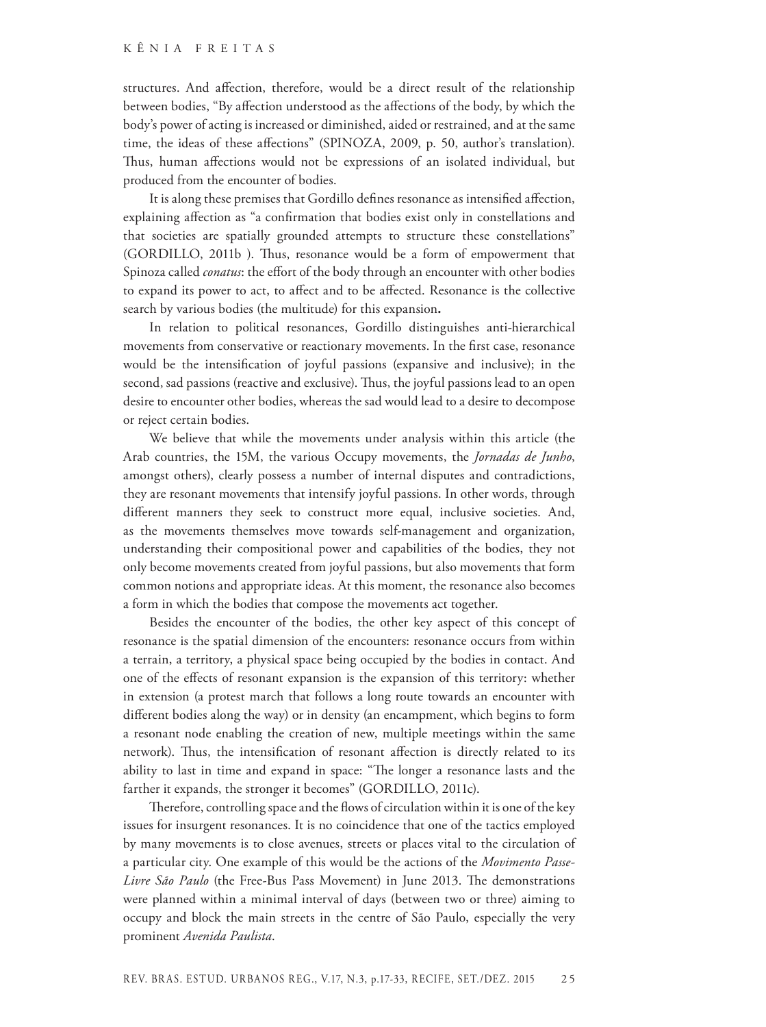structures. And affection, therefore, would be a direct result of the relationship between bodies, "By affection understood as the affections of the body, by which the body's power of acting is increased or diminished, aided or restrained, and at the same time, the ideas of these affections" (SPINOZA, 2009, p. 50, author's translation). Thus, human affections would not be expressions of an isolated individual, but produced from the encounter of bodies.

It is along these premises that Gordillo defines resonance as intensified affection, explaining affection as "a confirmation that bodies exist only in constellations and that societies are spatially grounded attempts to structure these constellations" (GORDILLO, 2011b ). Thus, resonance would be a form of empowerment that Spinoza called *conatus*: the effort of the body through an encounter with other bodies to expand its power to act, to affect and to be affected. Resonance is the collective search by various bodies (the multitude) for this expansion**.**

In relation to political resonances, Gordillo distinguishes anti-hierarchical movements from conservative or reactionary movements. In the first case, resonance would be the intensification of joyful passions (expansive and inclusive); in the second, sad passions (reactive and exclusive). Thus, the joyful passions lead to an open desire to encounter other bodies, whereas the sad would lead to a desire to decompose or reject certain bodies.

We believe that while the movements under analysis within this article (the Arab countries, the 15M, the various Occupy movements, the *Jornadas de Junho*, amongst others), clearly possess a number of internal disputes and contradictions, they are resonant movements that intensify joyful passions. In other words, through different manners they seek to construct more equal, inclusive societies. And, as the movements themselves move towards self-management and organization, understanding their compositional power and capabilities of the bodies, they not only become movements created from joyful passions, but also movements that form common notions and appropriate ideas. At this moment, the resonance also becomes a form in which the bodies that compose the movements act together.

Besides the encounter of the bodies, the other key aspect of this concept of resonance is the spatial dimension of the encounters: resonance occurs from within a terrain, a territory, a physical space being occupied by the bodies in contact. And one of the effects of resonant expansion is the expansion of this territory: whether in extension (a protest march that follows a long route towards an encounter with different bodies along the way) or in density (an encampment, which begins to form a resonant node enabling the creation of new, multiple meetings within the same network). Thus, the intensification of resonant affection is directly related to its ability to last in time and expand in space: "The longer a resonance lasts and the farther it expands, the stronger it becomes" (GORDILLO, 2011c).

Therefore, controlling space and the flows of circulation within it is one of the key issues for insurgent resonances. It is no coincidence that one of the tactics employed by many movements is to close avenues, streets or places vital to the circulation of a particular city. One example of this would be the actions of the *Movimento Passe-Livre São Paulo* (the Free-Bus Pass Movement) in June 2013. The demonstrations were planned within a minimal interval of days (between two or three) aiming to occupy and block the main streets in the centre of São Paulo, especially the very prominent *Avenida Paulista*.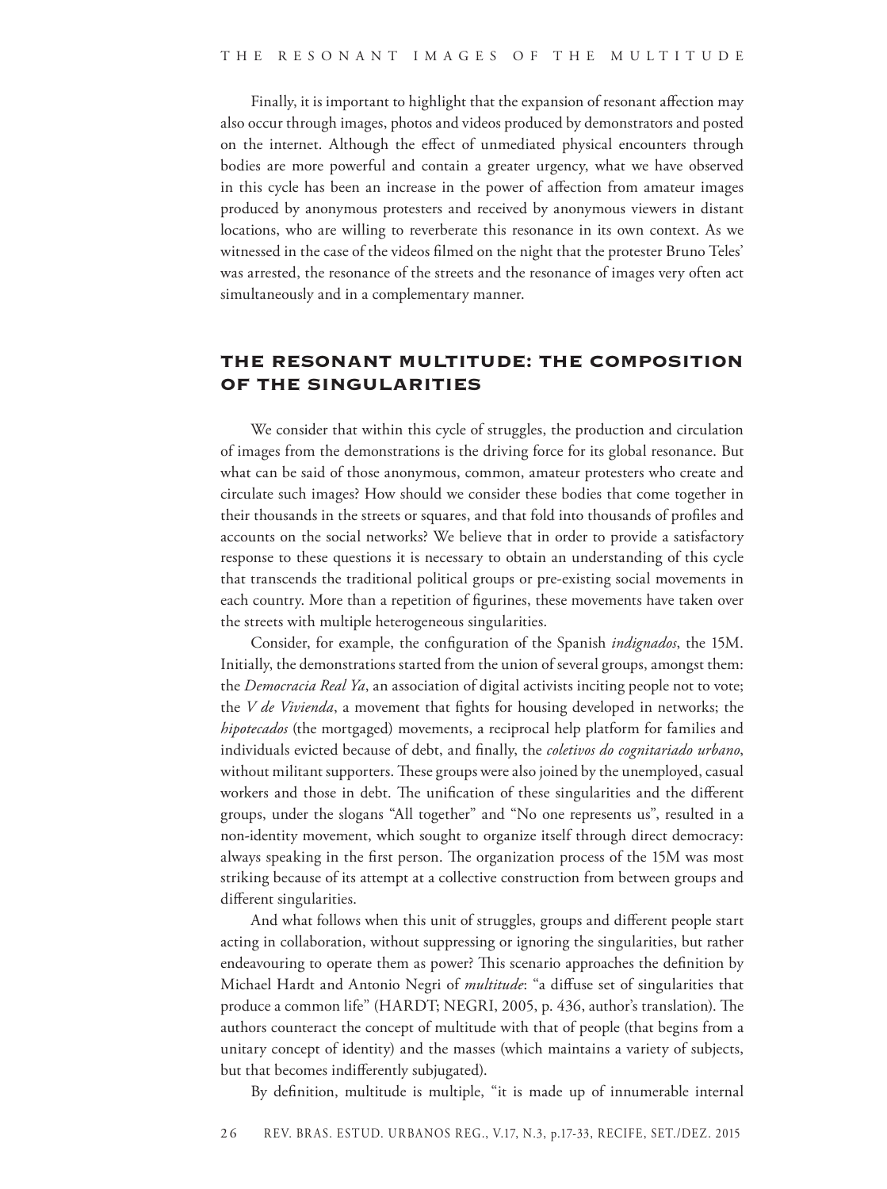Finally, it is important to highlight that the expansion of resonant affection may also occur through images, photos and videos produced by demonstrators and posted on the internet. Although the effect of unmediated physical encounters through bodies are more powerful and contain a greater urgency, what we have observed in this cycle has been an increase in the power of affection from amateur images produced by anonymous protesters and received by anonymous viewers in distant locations, who are willing to reverberate this resonance in its own context. As we witnessed in the case of the videos filmed on the night that the protester Bruno Teles' was arrested, the resonance of the streets and the resonance of images very often act simultaneously and in a complementary manner.

## THE RESONANT MULTITUDE: THE COMPOSITION OF THE SINGULARITIES

We consider that within this cycle of struggles, the production and circulation of images from the demonstrations is the driving force for its global resonance. But what can be said of those anonymous, common, amateur protesters who create and circulate such images? How should we consider these bodies that come together in their thousands in the streets or squares, and that fold into thousands of profiles and accounts on the social networks? We believe that in order to provide a satisfactory response to these questions it is necessary to obtain an understanding of this cycle that transcends the traditional political groups or pre-existing social movements in each country. More than a repetition of figurines, these movements have taken over the streets with multiple heterogeneous singularities.

Consider, for example, the configuration of the Spanish *indignados*, the 15M. Initially, the demonstrations started from the union of several groups, amongst them: the *Democracia Real Ya*, an association of digital activists inciting people not to vote; the *V de Vivienda*, a movement that fights for housing developed in networks; the *hipotecados* (the mortgaged) movements, a reciprocal help platform for families and individuals evicted because of debt, and finally, the *coletivos do cognitariado urbano*, without militant supporters. These groups were also joined by the unemployed, casual workers and those in debt. The unification of these singularities and the different groups, under the slogans "All together" and "No one represents us", resulted in a non-identity movement, which sought to organize itself through direct democracy: always speaking in the first person. The organization process of the 15M was most striking because of its attempt at a collective construction from between groups and different singularities.

And what follows when this unit of struggles, groups and different people start acting in collaboration, without suppressing or ignoring the singularities, but rather endeavouring to operate them as power? This scenario approaches the definition by Michael Hardt and Antonio Negri of *multitude*: "a diffuse set of singularities that produce a common life" (HARDT; NEGRI, 2005, p. 436, author's translation). The authors counteract the concept of multitude with that of people (that begins from a unitary concept of identity) and the masses (which maintains a variety of subjects, but that becomes indifferently subjugated).

By definition, multitude is multiple, "it is made up of innumerable internal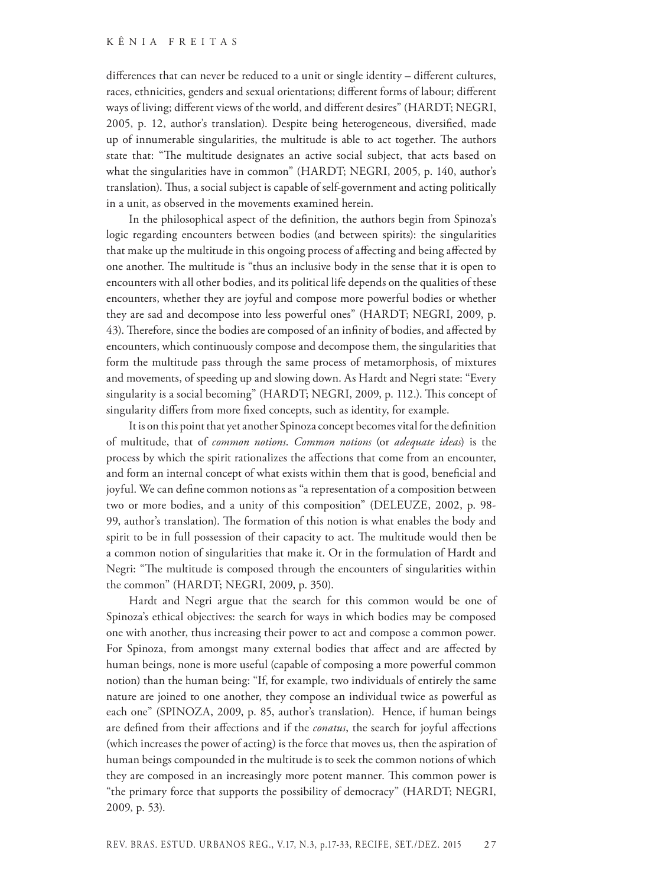differences that can never be reduced to a unit or single identity – different cultures, races, ethnicities, genders and sexual orientations; different forms of labour; different ways of living; different views of the world, and different desires" (HARDT; NEGRI, 2005, p. 12, author's translation). Despite being heterogeneous, diversified, made up of innumerable singularities, the multitude is able to act together. The authors state that: "The multitude designates an active social subject, that acts based on what the singularities have in common" (HARDT; NEGRI, 2005, p. 140, author's translation). Thus, a social subject is capable of self-government and acting politically in a unit, as observed in the movements examined herein.

In the philosophical aspect of the definition, the authors begin from Spinoza's logic regarding encounters between bodies (and between spirits): the singularities that make up the multitude in this ongoing process of affecting and being affected by one another. The multitude is "thus an inclusive body in the sense that it is open to encounters with all other bodies, and its political life depends on the qualities of these encounters, whether they are joyful and compose more powerful bodies or whether they are sad and decompose into less powerful ones" (HARDT; NEGRI, 2009, p. 43). Therefore, since the bodies are composed of an infinity of bodies, and affected by encounters, which continuously compose and decompose them, the singularities that form the multitude pass through the same process of metamorphosis, of mixtures and movements, of speeding up and slowing down. As Hardt and Negri state: "Every singularity is a social becoming" (HARDT; NEGRI, 2009, p. 112.). This concept of singularity differs from more fixed concepts, such as identity, for example.

It is on this point that yet another Spinoza concept becomes vital for the definition of multitude, that of *common notions*. *Common notions* (or *adequate ideas*) is the process by which the spirit rationalizes the affections that come from an encounter, and form an internal concept of what exists within them that is good, beneficial and joyful. We can define common notions as "a representation of a composition between two or more bodies, and a unity of this composition" (DELEUZE, 2002, p. 98-99, author's translation). The formation of this notion is what enables the body and spirit to be in full possession of their capacity to act. The multitude would then be a common notion of singularities that make it. Or in the formulation of Hardt and Negri: "The multitude is composed through the encounters of singularities within the common" (HARDT; NEGRI, 2009, p. 350).

Hardt and Negri argue that the search for this common would be one of Spinoza's ethical objectives: the search for ways in which bodies may be composed one with another, thus increasing their power to act and compose a common power. For Spinoza, from amongst many external bodies that affect and are affected by human beings, none is more useful (capable of composing a more powerful common notion) than the human being: "If, for example, two individuals of entirely the same nature are joined to one another, they compose an individual twice as powerful as each one" (SPINOZA, 2009, p. 85, author's translation). Hence, if human beings are defined from their affections and if the *conatus*, the search for joyful affections (which increases the power of acting) is the force that moves us, then the aspiration of human beings compounded in the multitude is to seek the common notions of which they are composed in an increasingly more potent manner. This common power is "the primary force that supports the possibility of democracy" (HARDT; NEGRI, 2009, p. 53).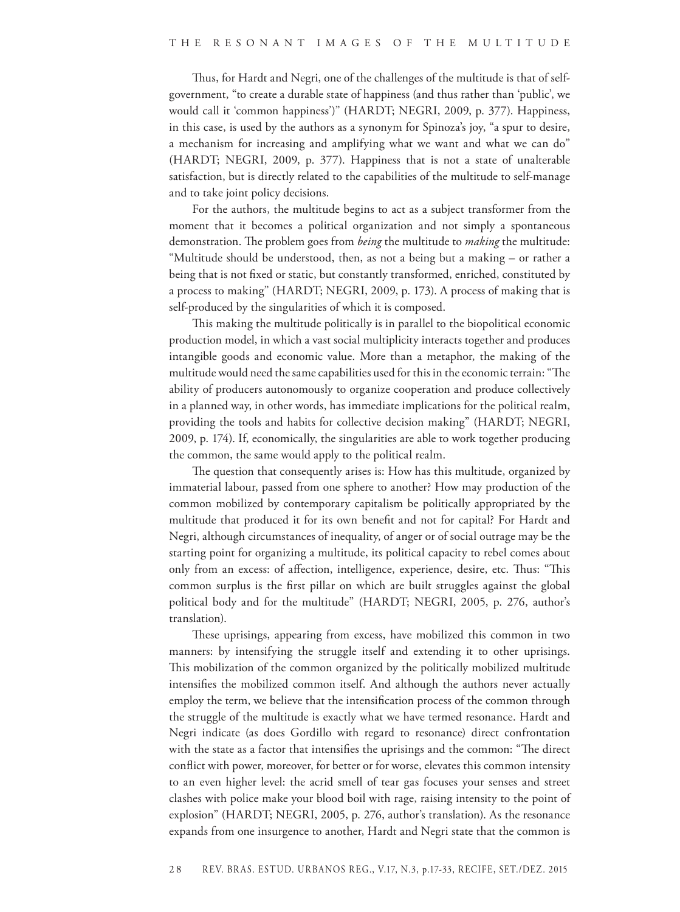Thus, for Hardt and Negri, one of the challenges of the multitude is that of self-government, "to create a durable state of happiness (and thus rather than 'public', we would call it 'common happiness')" (HARDT; NEGRI, 2009, p. 377). Happiness, in this case, is used by the authors as a synonym for Spinoza's joy, "a spur to desire, a mechanism for increasing and amplifying what we want and what we can do" (HARDT; NEGRI, 2009, p. 377). Happiness that is not a state of unalterable satisfaction, but is directly related to the capabilities of the multitude to self-manage and to take joint policy decisions.

For the authors, the multitude begins to act as a subject transformer from the moment that it becomes a political organization and not simply a spontaneous demonstration. The problem goes from *being* the multitude to *making* the multitude: "Multitude should be understood, then, as not a being but a making – or rather a being that is not fixed or static, but constantly transformed, enriched, constituted by a process to making" (HARDT; NEGRI, 2009, p. 173). A process of making that is self-produced by the singularities of which it is composed.

This making the multitude politically is in parallel to the biopolitical economic production model, in which a vast social multiplicity interacts together and produces intangible goods and economic value. More than a metaphor, the making of the multitude would need the same capabilities used for this in the economic terrain: "The ability of producers autonomously to organize cooperation and produce collectively in a planned way, in other words, has immediate implications for the political realm, providing the tools and habits for collective decision making" (HARDT; NEGRI, 2009, p. 174). If, economically, the singularities are able to work together producing the common, the same would apply to the political realm.

The question that consequently arises is: How has this multitude, organized by immaterial labour, passed from one sphere to another? How may production of the common mobilized by contemporary capitalism be politically appropriated by the multitude that produced it for its own benefit and not for capital? For Hardt and Negri, although circumstances of inequality, of anger or of social outrage may be the starting point for organizing a multitude, its political capacity to rebel comes about only from an excess: of affection, intelligence, experience, desire, etc. Thus: "This common surplus is the first pillar on which are built struggles against the global political body and for the multitude" (HARDT; NEGRI, 2005, p. 276, author's translation).

These uprisings, appearing from excess, have mobilized this common in two manners: by intensifying the struggle itself and extending it to other uprisings. This mobilization of the common organized by the politically mobilized multitude intensifies the mobilized common itself. And although the authors never actually employ the term, we believe that the intensification process of the common through the struggle of the multitude is exactly what we have termed resonance. Hardt and Negri indicate (as does Gordillo with regard to resonance) direct confrontation with the state as a factor that intensifies the uprisings and the common: "The direct conflict with power, moreover, for better or for worse, elevates this common intensity to an even higher level: the acrid smell of tear gas focuses your senses and street clashes with police make your blood boil with rage, raising intensity to the point of explosion" (HARDT; NEGRI, 2005, p. 276, author's translation). As the resonance expands from one insurgence to another, Hardt and Negri state that the common is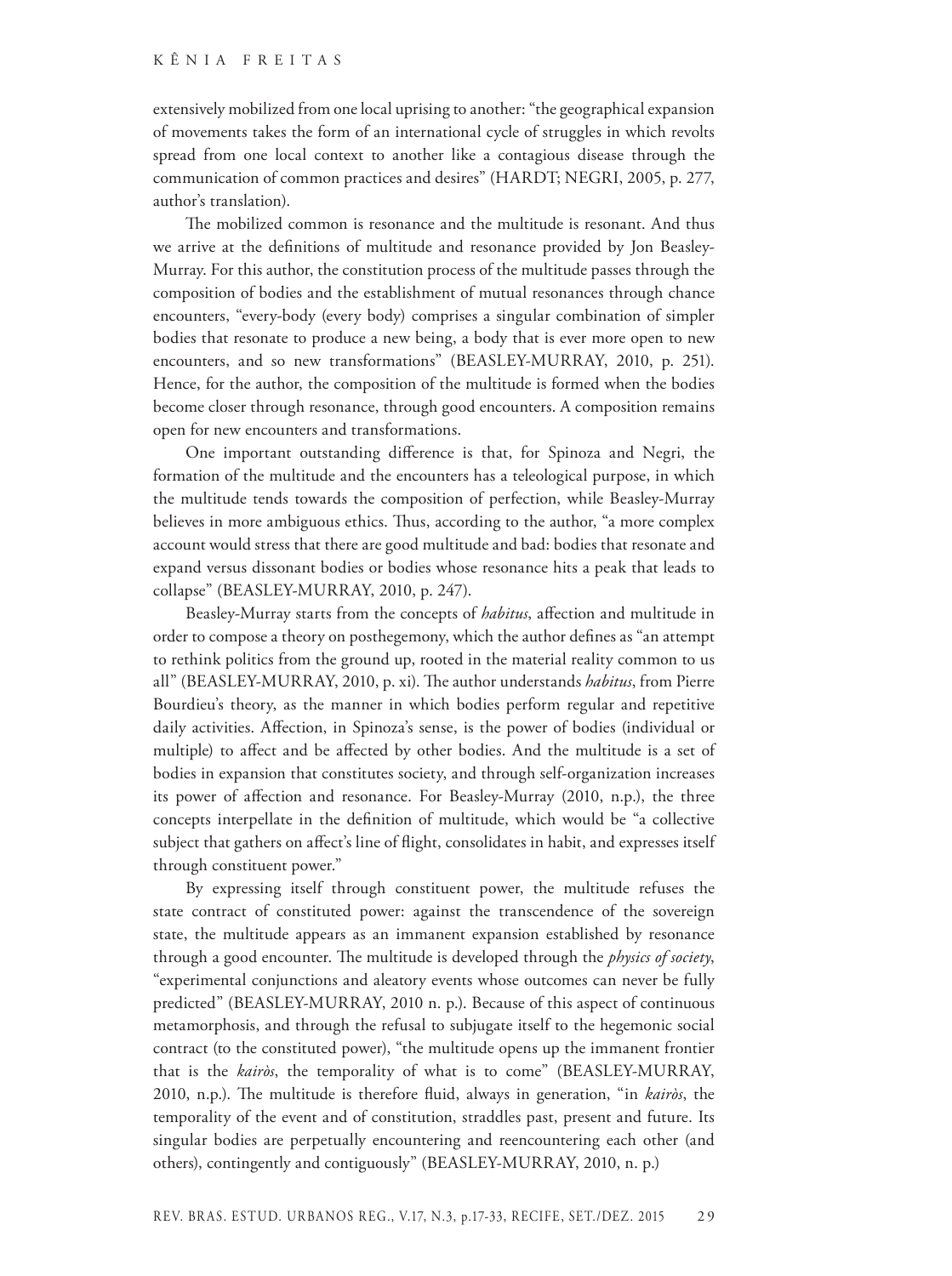extensively mobilized from one local uprising to another: "the geographical expansion of movements takes the form of an international cycle of struggles in which revolts spread from one local context to another like a contagious disease through the communication of common practices and desires" (HARDT; NEGRI, 2005, p. 277, author's translation).

The mobilized common is resonance and the multitude is resonant. And thus we arrive at the definitions of multitude and resonance provided by Jon Beasley-Murray. For this author, the constitution process of the multitude passes through the composition of bodies and the establishment of mutual resonances through chance encounters, "every-body (every body) comprises a singular combination of simpler bodies that resonate to produce a new being, a body that is ever more open to new encounters, and so new transformations" (BEASLEY-MURRAY, 2010, p. 251). Hence, for the author, the composition of the multitude is formed when the bodies become closer through resonance, through good encounters. A composition remains open for new encounters and transformations.

One important outstanding difference is that, for Spinoza and Negri, the formation of the multitude and the encounters has a teleological purpose, in which the multitude tends towards the composition of perfection, while Beasley-Murray believes in more ambiguous ethics. Thus, according to the author, "a more complex account would stress that there are good multitude and bad: bodies that resonate and expand versus dissonant bodies or bodies whose resonance hits a peak that leads to collapse" (BEASLEY-MURRAY, 2010, p. 247).

Beasley-Murray starts from the concepts of *habitus*, affection and multitude in order to compose a theory on posthegemony, which the author defines as "an attempt to rethink politics from the ground up, rooted in the material reality common to us all" (BEASLEY-MURRAY, 2010, p. xi). The author understands *habitus*, from Pierre Bourdieu's theory, as the manner in which bodies perform regular and repetitive daily activities. Affection, in Spinoza's sense, is the power of bodies (individual or multiple) to affect and be affected by other bodies. And the multitude is a set of bodies in expansion that constitutes society, and through self-organization increases its power of affection and resonance. For Beasley-Murray (2010, n.p.), the three concepts interpellate in the definition of multitude, which would be "a collective subject that gathers on affect's line of flight, consolidates in habit, and expresses itself through constituent power."

By expressing itself through constituent power, the multitude refuses the state contract of constituted power: against the transcendence of the sovereign state, the multitude appears as an immanent expansion established by resonance through a good encounter. The multitude is developed through the *physics of society*, "experimental conjunctions and aleatory events whose outcomes can never be fully predicted" (BEASLEY-MURRAY, 2010 n. p.). Because of this aspect of continuous metamorphosis, and through the refusal to subjugate itself to the hegemonic social contract (to the constituted power), "the multitude opens up the immanent frontier that is the *kairòs*, the temporality of what is to come" (BEASLEY-MURRAY, 2010, n.p.). The multitude is therefore fluid, always in generation, "in *kairòs*, the temporality of the event and of constitution, straddles past, present and future. Its singular bodies are perpetually encountering and reencountering each other (and others), contingently and contiguously" (BEASLEY-MURRAY, 2010, n. p.)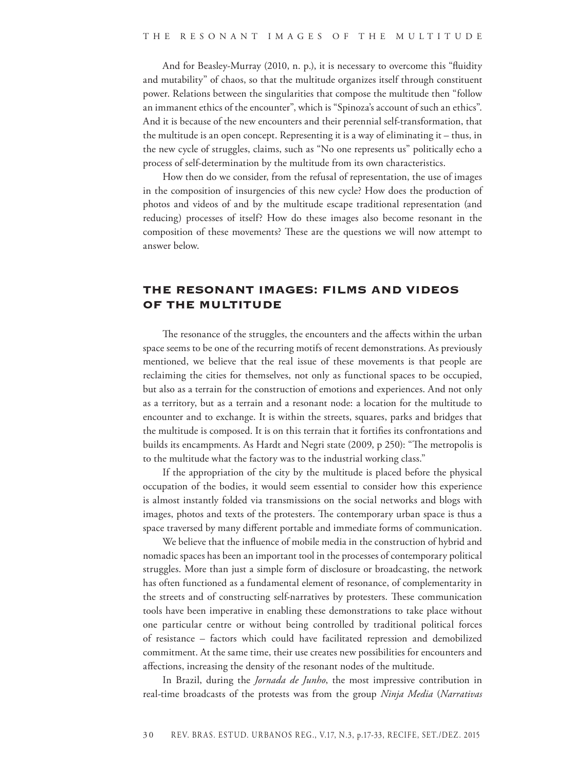And for Beasley-Murray (2010, n. p.), it is necessary to overcome this "fluidity and mutability" of chaos, so that the multitude organizes itself through constituent power. Relations between the singularities that compose the multitude then "follow an immanent ethics of the encounter", which is "Spinoza's account of such an ethics". And it is because of the new encounters and their perennial self-transformation, that the multitude is an open concept. Representing it is a way of eliminating it – thus, in the new cycle of struggles, claims, such as "No one represents us" politically echo a process of self-determination by the multitude from its own characteristics.

How then do we consider, from the refusal of representation, the use of images in the composition of insurgencies of this new cycle? How does the production of photos and videos of and by the multitude escape traditional representation (and reducing) processes of itself? How do these images also become resonant in the composition of these movements? These are the questions we will now attempt to answer below.

## THE RESONANT IMAGES: FILMS AND VIDEOS OF THE MULTITUDE

The resonance of the struggles, the encounters and the affects within the urban space seems to be one of the recurring motifs of recent demonstrations. As previously mentioned, we believe that the real issue of these movements is that people are reclaiming the cities for themselves, not only as functional spaces to be occupied, but also as a terrain for the construction of emotions and experiences. And not only as a territory, but as a terrain and a resonant node: a location for the multitude to encounter and to exchange. It is within the streets, squares, parks and bridges that the multitude is composed. It is on this terrain that it fortifies its confrontations and builds its encampments. As Hardt and Negri state (2009, p 250): "The metropolis is to the multitude what the factory was to the industrial working class."

If the appropriation of the city by the multitude is placed before the physical occupation of the bodies, it would seem essential to consider how this experience is almost instantly folded via transmissions on the social networks and blogs with images, photos and texts of the protesters. The contemporary urban space is thus a space traversed by many different portable and immediate forms of communication.

We believe that the influence of mobile media in the construction of hybrid and nomadic spaces has been an important tool in the processes of contemporary political struggles. More than just a simple form of disclosure or broadcasting, the network has often functioned as a fundamental element of resonance, of complementarity in the streets and of constructing self-narratives by protesters. These communication tools have been imperative in enabling these demonstrations to take place without one particular centre or without being controlled by traditional political forces of resistance – factors which could have facilitated repression and demobilized commitment. At the same time, their use creates new possibilities for encounters and affections, increasing the density of the resonant nodes of the multitude.

In Brazil, during the *Jornada de Junho*, the most impressive contribution in real-time broadcasts of the protests was from the group *Ninja Media* (*Narrativas*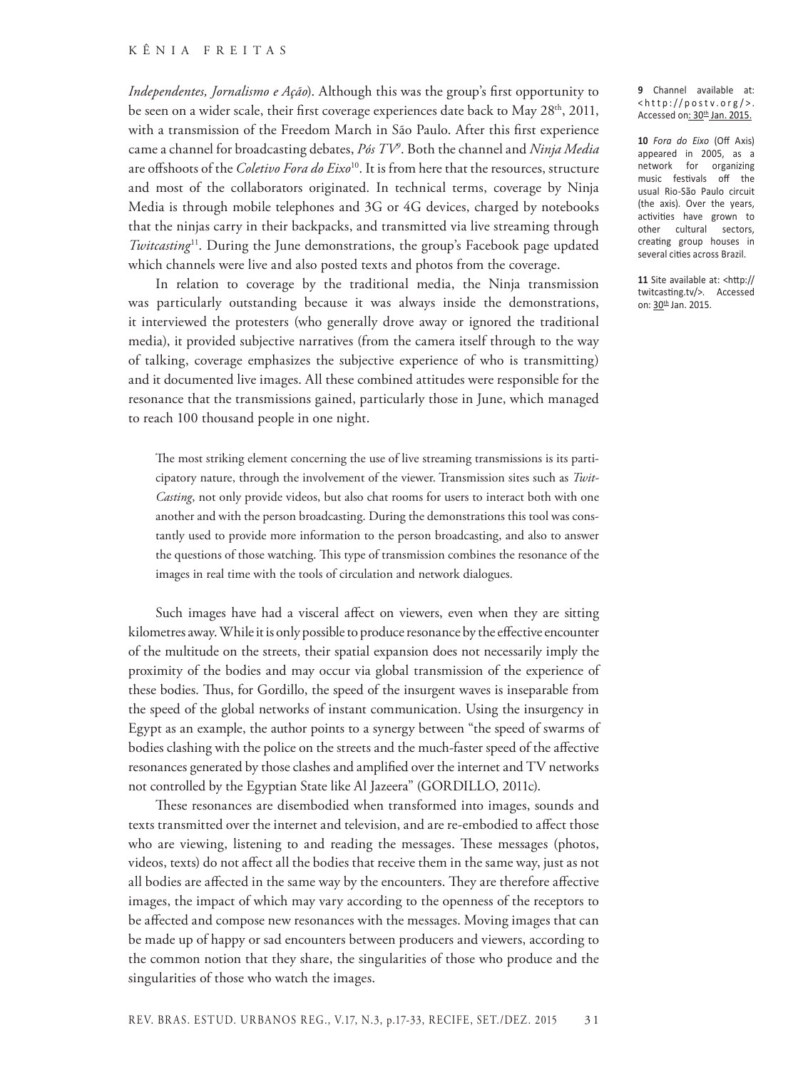*Independentes, Jornalismo e Ação*). Although this was the group's first opportunity to be seen on a wider scale, their first coverage experiences date back to May 28th, 2011, with a transmission of the Freedom March in São Paulo. After this first experience came a channel for broadcasting debates, *Pós TV*[9]. Both the channel and *Ninja Media* are offshoots of the *Coletivo Fora do Eixo*[10]. It is from here that the resources, structure and most of the collaborators originated. In technical terms, coverage by Ninja Media is through mobile telephones and 3G or 4G devices, charged by notebooks that the ninjas carry in their backpacks, and transmitted via live streaming through *Twitcasting*[11]. During the June demonstrations, the group's Facebook page updated which channels were live and also posted texts and photos from the coverage.

In relation to coverage by the traditional media, the Ninja transmission was particularly outstanding because it was always inside the demonstrations, it interviewed the protesters (who generally drove away or ignored the traditional media), it provided subjective narratives (from the camera itself through to the way of talking, coverage emphasizes the subjective experience of who is transmitting) and it documented live images. All these combined attitudes were responsible for the resonance that the transmissions gained, particularly those in June, which managed to reach 100 thousand people in one night.

> The most striking element concerning the use of live streaming transmissions is its participatory nature, through the involvement of the viewer. Transmission sites such as *Twit-Casting*, not only provide videos, but also chat rooms for users to interact both with one another and with the person broadcasting. During the demonstrations this tool was constantly used to provide more information to the person broadcasting, and also to answer the questions of those watching. This type of transmission combines the resonance of the images in real time with the tools of circulation and network dialogues.

Such images have had a visceral affect on viewers, even when they are sitting kilometres away. While it is only possible to produce resonance by the effective encounter of the multitude on the streets, their spatial expansion does not necessarily imply the proximity of the bodies and may occur via global transmission of the experience of these bodies. Thus, for Gordillo, the speed of the insurgent waves is inseparable from the speed of the global networks of instant communication. Using the insurgency in Egypt as an example, the author points to a synergy between "the speed of swarms of bodies clashing with the police on the streets and the much-faster speed of the affective resonances generated by those clashes and amplified over the internet and TV networks not controlled by the Egyptian State like Al Jazeera" (GORDILLO, 2011c).

These resonances are disembodied when transformed into images, sounds and texts transmitted over the internet and television, and are re-embodied to affect those who are viewing, listening to and reading the messages. These messages (photos, videos, texts) do not affect all the bodies that receive them in the same way, just as not all bodies are affected in the same way by the encounters. They are therefore affective images, the impact of which may vary according to the openness of the receptors to be affected and compose new resonances with the messages. Moving images that can be made up of happy or sad encounters between producers and viewers, according to the common notion that they share, the singularities of those who produce and the singularities of those who watch the images.

---

**9** Channel available at: <http://postv.org/>. Accessed on: 30th Jan. 2015.

**10** *Fora do Eixo* (Off Axis) appeared in 2005, as a network for organizing music festivals off the usual Rio-São Paulo circuit (the axis). Over the years, activities have grown to other cultural sectors, creating group houses in several cities across Brazil.

**11** Site available at: <http://twitcasting.tv/>. Accessed on: 30th Jan. 2015.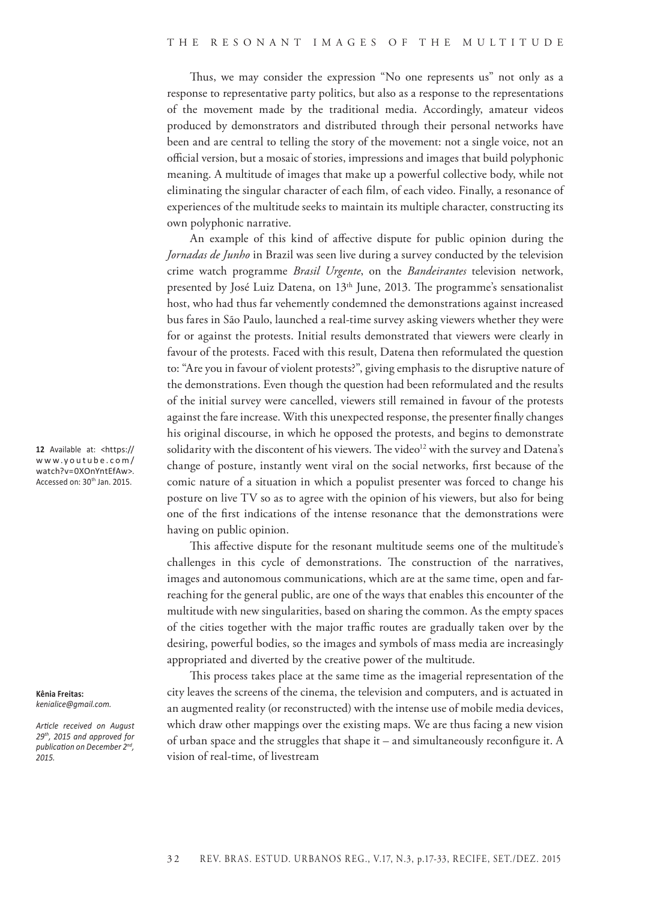Thus, we may consider the expression "No one represents us" not only as a response to representative party politics, but also as a response to the representations of the movement made by the traditional media. Accordingly, amateur videos produced by demonstrators and distributed through their personal networks have been and are central to telling the story of the movement: not a single voice, not an official version, but a mosaic of stories, impressions and images that build polyphonic meaning. A multitude of images that make up a powerful collective body, while not eliminating the singular character of each film, of each video. Finally, a resonance of experiences of the multitude seeks to maintain its multiple character, constructing its own polyphonic narrative.

An example of this kind of affective dispute for public opinion during the *Jornadas de Junho* in Brazil was seen live during a survey conducted by the television crime watch programme *Brasil Urgente*, on the *Bandeirantes* television network, presented by José Luiz Datena, on 13th June, 2013. The programme's sensationalist host, who had thus far vehemently condemned the demonstrations against increased bus fares in São Paulo, launched a real-time survey asking viewers whether they were for or against the protests. Initial results demonstrated that viewers were clearly in favour of the protests. Faced with this result, Datena then reformulated the question to: "Are you in favour of violent protests?", giving emphasis to the disruptive nature of the demonstrations. Even though the question had been reformulated and the results of the initial survey were cancelled, viewers still remained in favour of the protests against the fare increase. With this unexpected response, the presenter finally changes his original discourse, in which he opposed the protests, and begins to demonstrate solidarity with the discontent of his viewers. The video[12] with the survey and Datena's change of posture, instantly went viral on the social networks, first because of the comic nature of a situation in which a populist presenter was forced to change his posture on live TV so as to agree with the opinion of his viewers, but also for being one of the first indications of the intense resonance that the demonstrations were having on public opinion.

This affective dispute for the resonant multitude seems one of the multitude's challenges in this cycle of demonstrations. The construction of the narratives, images and autonomous communications, which are at the same time, open and far-reaching for the general public, are one of the ways that enables this encounter of the multitude with new singularities, based on sharing the common. As the empty spaces of the cities together with the major traffic routes are gradually taken over by the desiring, powerful bodies, so the images and symbols of mass media are increasingly appropriated and diverted by the creative power of the multitude.

This process takes place at the same time as the imagerial representation of the city leaves the screens of the cinema, the television and computers, and is actuated in an augmented reality (or reconstructed) with the intense use of mobile media devices, which draw other mappings over the existing maps. We are thus facing a new vision of urban space and the struggles that shape it – and simultaneously reconfigure it. A vision of real-time, of livestream

12 Available at: <https://www.youtube.com/watch?v=0XOnYntEfAw>. Accessed on: 30th Jan. 2015.

**Kênia Freitas:** *kenialice@gmail.com.*

*Article received on August 29th, 2015 and approved for publication on December 2nd, 2015.*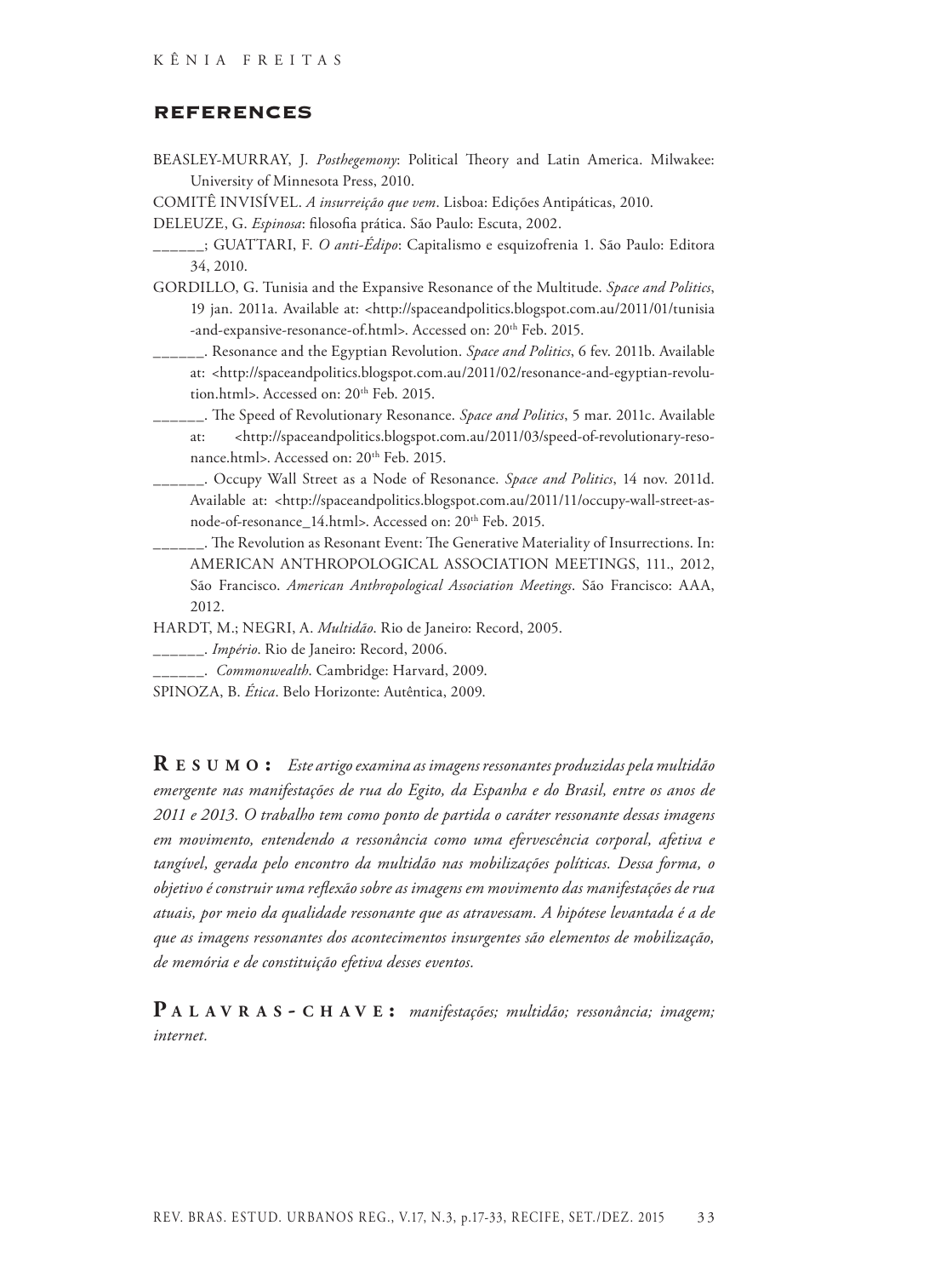## REFERENCES

BEASLEY-MURRAY, J. *Posthegemony*: Political Theory and Latin America. Milwakee: University of Minnesota Press, 2010.

COMITÊ INVISÍVEL. *A insurreição que vem*. Lisboa: Edições Antipáticas, 2010.

DELEUZE, G. *Espinosa*: filosofia prática. São Paulo: Escuta, 2002.

______; GUATTARI, F. *O anti-Édipo*: Capitalismo e esquizofrenia 1. São Paulo: Editora 34, 2010.

GORDILLO, G. Tunisia and the Expansive Resonance of the Multitude. *Space and Politics*, 19 jan. 2011a. Available at: <http://spaceandpolitics.blogspot.com.au/2011/01/tunisia-and-expansive-resonance-of.html>. Accessed on: 20th Feb. 2015.

______. Resonance and the Egyptian Revolution. *Space and Politics*, 6 fev. 2011b. Available at: <http://spaceandpolitics.blogspot.com.au/2011/02/resonance-and-egyptian-revolution.html>. Accessed on: 20th Feb. 2015.

______. The Speed of Revolutionary Resonance. *Space and Politics*, 5 mar. 2011c. Available at: <http://spaceandpolitics.blogspot.com.au/2011/03/speed-of-revolutionary-resonance.html>. Accessed on: 20th Feb. 2015.

______. Occupy Wall Street as a Node of Resonance. *Space and Politics*, 14 nov. 2011d. Available at: <http://spaceandpolitics.blogspot.com.au/2011/11/occupy-wall-street-as-node-of-resonance_14.html>. Accessed on: 20th Feb. 2015.

______. The Revolution as Resonant Event: The Generative Materiality of Insurrections. In: AMERICAN ANTHROPOLOGICAL ASSOCIATION MEETINGS, 111., 2012, São Francisco. *American Anthropological Association Meetings*. São Francisco: AAA, 2012.

HARDT, M.; NEGRI, A. *Multidão*. Rio de Janeiro: Record, 2005.

______. *Império*. Rio de Janeiro: Record, 2006.

______. *Commonwealth*. Cambridge: Harvard, 2009.

SPINOZA, B. *Ética*. Belo Horizonte: Autêntica, 2009.

**RESUMO:** *Este artigo examina as imagens ressonantes produzidas pela multidão emergente nas manifestações de rua do Egito, da Espanha e do Brasil, entre os anos de 2011 e 2013. O trabalho tem como ponto de partida o caráter ressonante dessas imagens em movimento, entendendo a ressonância como uma efervescência corporal, afetiva e tangível, gerada pelo encontro da multidão nas mobilizações políticas. Dessa forma, o objetivo é construir uma reflexão sobre as imagens em movimento das manifestações de rua atuais, por meio da qualidade ressonante que as atravessam. A hipótese levantada é a de que as imagens ressonantes dos acontecimentos insurgentes são elementos de mobilização, de memória e de constituição efetiva desses eventos.*

**PALAVRAS-CHAVE:** *manifestações; multidão; ressonância; imagem; internet.*